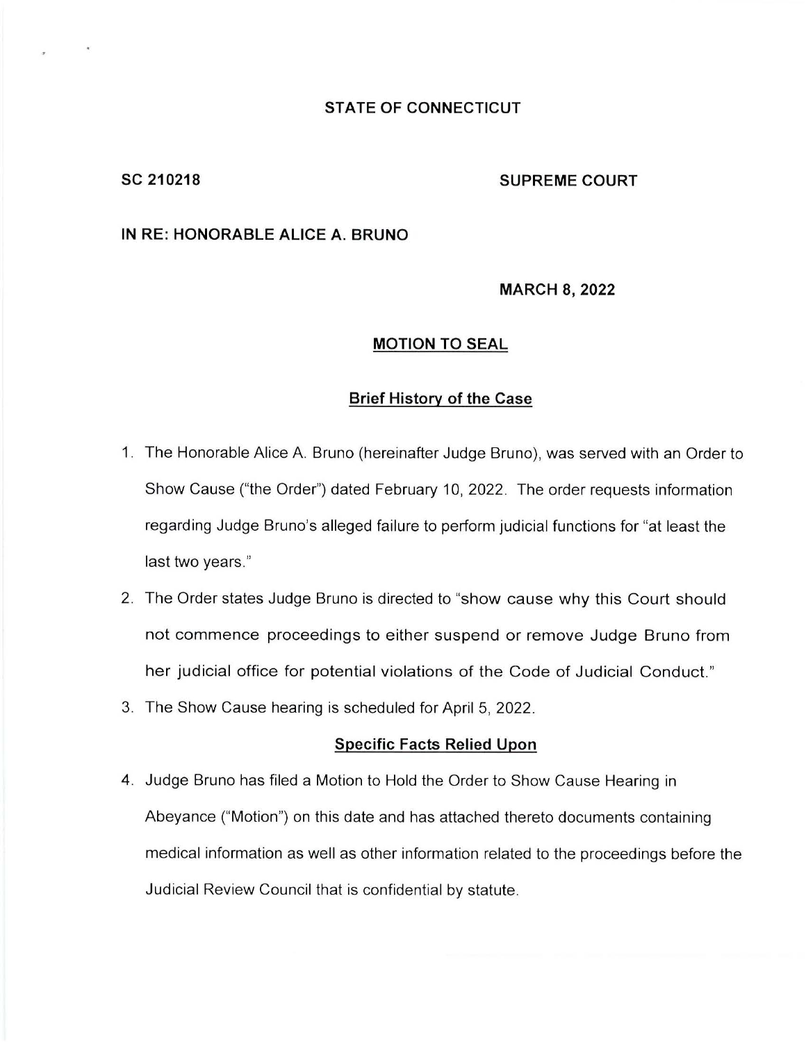STATE OF CONNECTICUT

SC 210218 SUPREME COURT

IN RE: HONORABLE ALICE A. BRUNO

MARCH 8, 2022

## MOTION TO SEAL

### Brief History of the Case

1. The Honorable Alice A. Bruno (hereinafter Judge Bruno), was served with an Order to Show Cause ("the Order") dated February 10, 2022. The order requests information regarding Judge Bruno's alleged failure to perform judicial functions for "at least the last two years."
2. The Order states Judge Bruno is directed to "show cause why this Court should not commence proceedings to either suspend or remove Judge Bruno from her judicial office for potential violations of the Code of Judicial Conduct."
3. The Show Cause hearing is scheduled for April 5, 2022.

### Specific Facts Relied Upon

4. Judge Bruno has filed a Motion to Hold the Order to Show Cause Hearing in Abeyance ("Motion") on this date and has attached thereto documents containing medical information as well as other information related to the proceedings before the Judicial Review Council that is confidential by statute.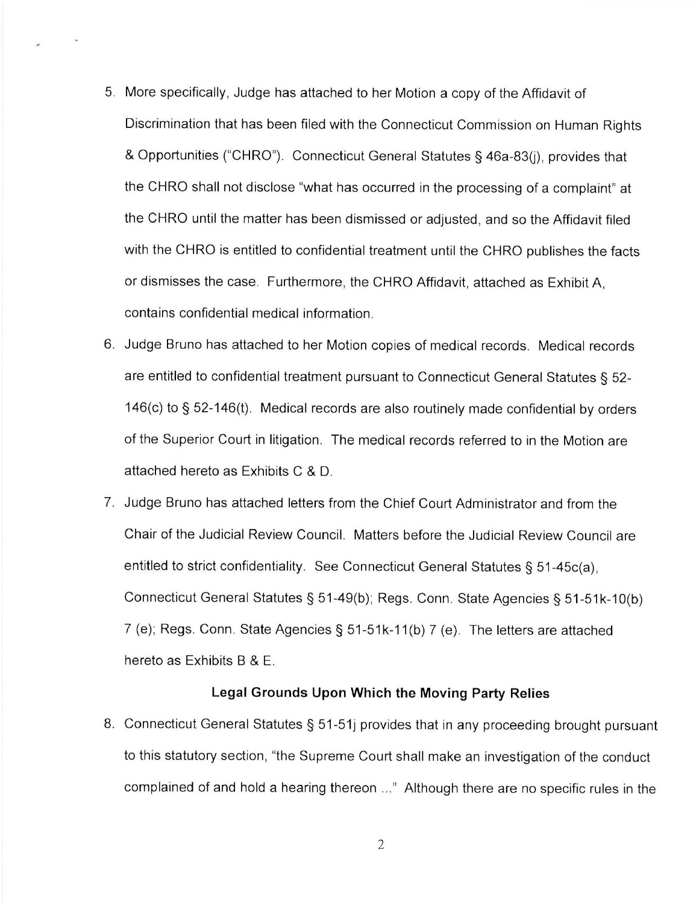5. More specifically, Judge has attached to her Motion a copy of the Affidavit of Discrimination that has been filed with the Connecticut Commission on Human Rights & Opportunities ("CHRO"). Connecticut General Statutes § 46a-83(j), provides that the CHRO shall not disclose "what has occurred in the processing of a complaint" at the CHRO until the matter has been dismissed or adjusted, and so the Affidavit filed with the CHRO is entitled to confidential treatment until the CHRO publishes the facts or dismisses the case. Furthermore, the CHRO Affidavit, attached as Exhibit A, contains confidential medical information.
6. Judge Bruno has attached to her Motion copies of medical records. Medical records are entitled to confidential treatment pursuant to Connecticut General Statutes § 52-146(c) to § 52-146(t). Medical records are also routinely made confidential by orders of the Superior Court in litigation. The medical records referred to in the Motion are attached hereto as Exhibits C & D.
7. Judge Bruno has attached letters from the Chief Court Administrator and from the Chair of the Judicial Review Council. Matters before the Judicial Review Council are entitled to strict confidentiality. See Connecticut General Statutes § 51-45c(a), Connecticut General Statutes § 51-49(b); Regs. Conn. State Agencies § 51-51k-10(b) 7 (e); Regs. Conn. State Agencies § 51-51k-11(b) 7 (e). The letters are attached hereto as Exhibits B & E.

**Legal Grounds Upon Which the Moving Party Relies**

8. Connecticut General Statutes § 51-51j provides that in any proceeding brought pursuant to this statutory section, "the Supreme Court shall make an investigation of the conduct complained of and hold a hearing thereon ..." Although there are no specific rules in the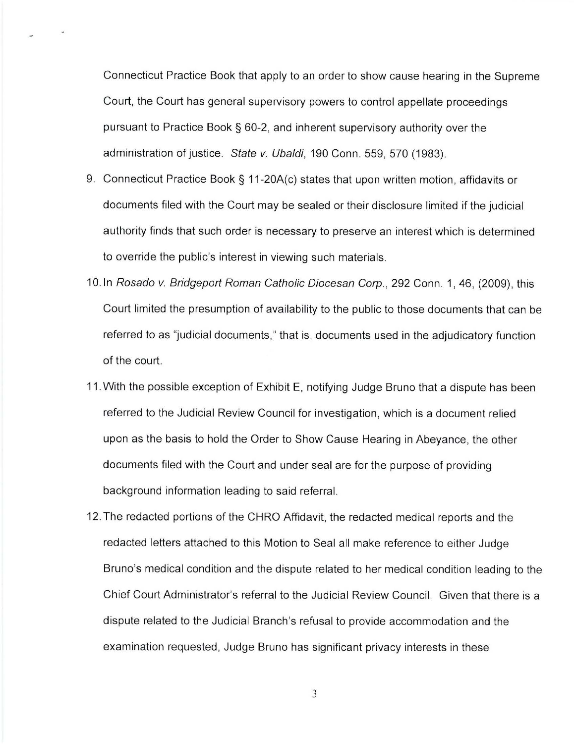Connecticut Practice Book that apply to an order to show cause hearing in the Supreme Court, the Court has general supervisory powers to control appellate proceedings pursuant to Practice Book § 60-2, and inherent supervisory authority over the administration of justice. *State v. Ubaldi*, 190 Conn. 559, 570 (1983).

9. Connecticut Practice Book § 11-20A(c) states that upon written motion, affidavits or documents filed with the Court may be sealed or their disclosure limited if the judicial authority finds that such order is necessary to preserve an interest which is determined to override the public's interest in viewing such materials.

10. In *Rosado v. Bridgeport Roman Catholic Diocesan Corp.*, 292 Conn. 1, 46, (2009), this Court limited the presumption of availability to the public to those documents that can be referred to as "judicial documents," that is, documents used in the adjudicatory function of the court.

11. With the possible exception of Exhibit E, notifying Judge Bruno that a dispute has been referred to the Judicial Review Council for investigation, which is a document relied upon as the basis to hold the Order to Show Cause Hearing in Abeyance, the other documents filed with the Court and under seal are for the purpose of providing background information leading to said referral.

12. The redacted portions of the CHRO Affidavit, the redacted medical reports and the redacted letters attached to this Motion to Seal all make reference to either Judge Bruno's medical condition and the dispute related to her medical condition leading to the Chief Court Administrator's referral to the Judicial Review Council. Given that there is a dispute related to the Judicial Branch's refusal to provide accommodation and the examination requested, Judge Bruno has significant privacy interests in these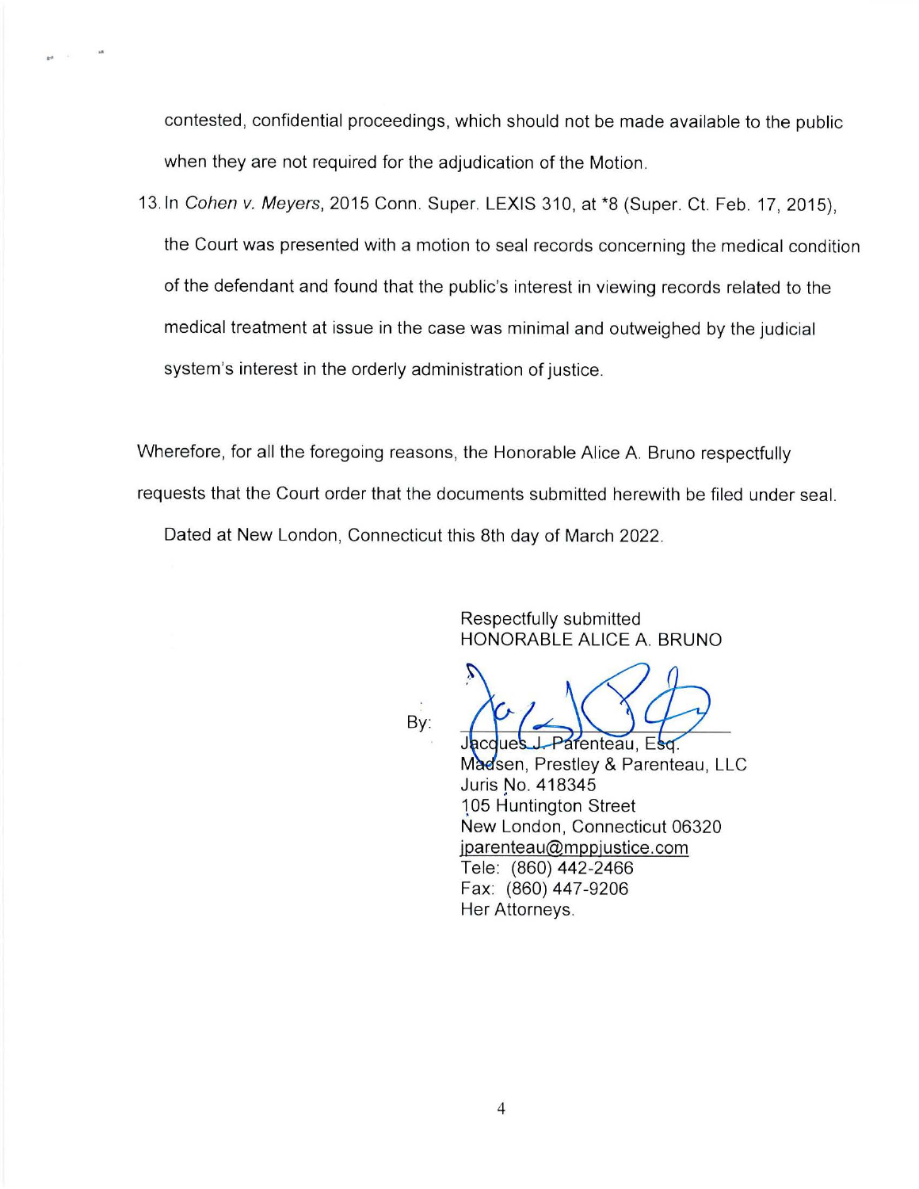contested, confidential proceedings, which should not be made available to the public when they are not required for the adjudication of the Motion.

13. In *Cohen v. Meyers*, 2015 Conn. Super. LEXIS 310, at *8 (Super. Ct. Feb. 17, 2015), the Court was presented with a motion to seal records concerning the medical condition of the defendant and found that the public's interest in viewing records related to the medical treatment at issue in the case was minimal and outweighed by the judicial system's interest in the orderly administration of justice.

Wherefore, for all the foregoing reasons, the Honorable Alice A. Bruno respectfully requests that the Court order that the documents submitted herewith be filed under seal.

Dated at New London, Connecticut this 8th day of March 2022.

Respectfully submitted
HONORABLE ALICE A. BRUNO

By: ______________________
Jacques J. Parenteau, Esq.
Madsen, Prestley & Parenteau, LLC
Juris No. 418345
105 Huntington Street
New London, Connecticut 06320
jparenteau@mppjustice.com
Tele: (860) 442-2466
Fax: (860) 447-9206
Her Attorneys.